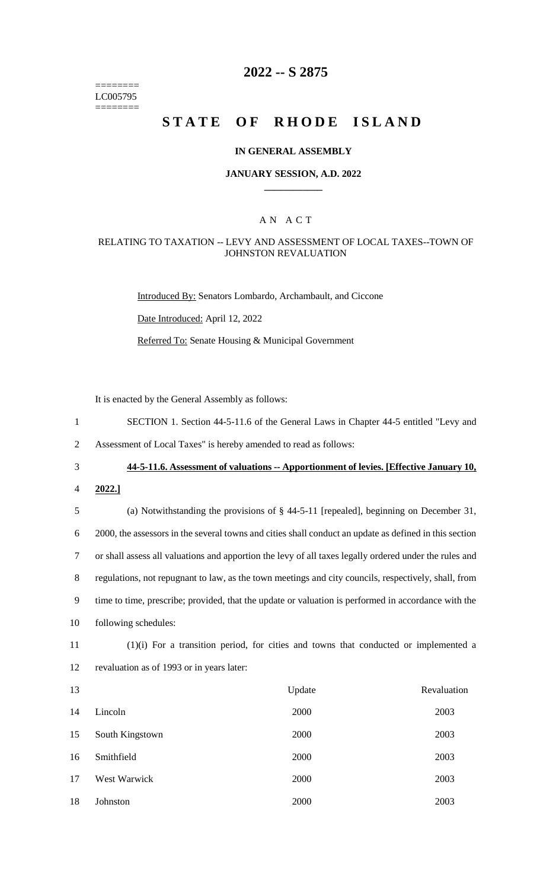========
LC005795
========

# 2022 -- S 2875

# STATE OF RHODE ISLAND

## IN GENERAL ASSEMBLY

### JANUARY SESSION, A.D. 2022

AN ACT

RELATING TO TAXATION -- LEVY AND ASSESSMENT OF LOCAL TAXES--TOWN OF JOHNSTON REVALUATION

Introduced By: Senators Lombardo, Archambault, and Ciccone

Date Introduced: April 12, 2022

Referred To: Senate Housing & Municipal Government

It is enacted by the General Assembly as follows:

1 SECTION 1. Section 44-5-11.6 of the General Laws in Chapter 44-5 entitled "Levy and
2 Assessment of Local Taxes" is hereby amended to read as follows:

3 **44-5-11.6. Assessment of valuations -- Apportionment of levies. [Effective January 10,**
4 **2022.]**

5 (a) Notwithstanding the provisions of § 44-5-11 [repealed], beginning on December 31,
6 2000, the assessors in the several towns and cities shall conduct an update as defined in this section
7 or shall assess all valuations and apportion the levy of all taxes legally ordered under the rules and
8 regulations, not repugnant to law, as the town meetings and city councils, respectively, shall, from
9 time to time, prescribe; provided, that the update or valuation is performed in accordance with the
10 following schedules:

11 (1)(i) For a transition period, for cities and towns that conducted or implemented a
12 revaluation as of 1993 or in years later:

| 13 | | Update | Revaluation |
|---|---|---|---|
| 14 | Lincoln | 2000 | 2003 |
| 15 | South Kingstown | 2000 | 2003 |
| 16 | Smithfield | 2000 | 2003 |
| 17 | West Warwick | 2000 | 2003 |
| 18 | Johnston | 2000 | 2003 |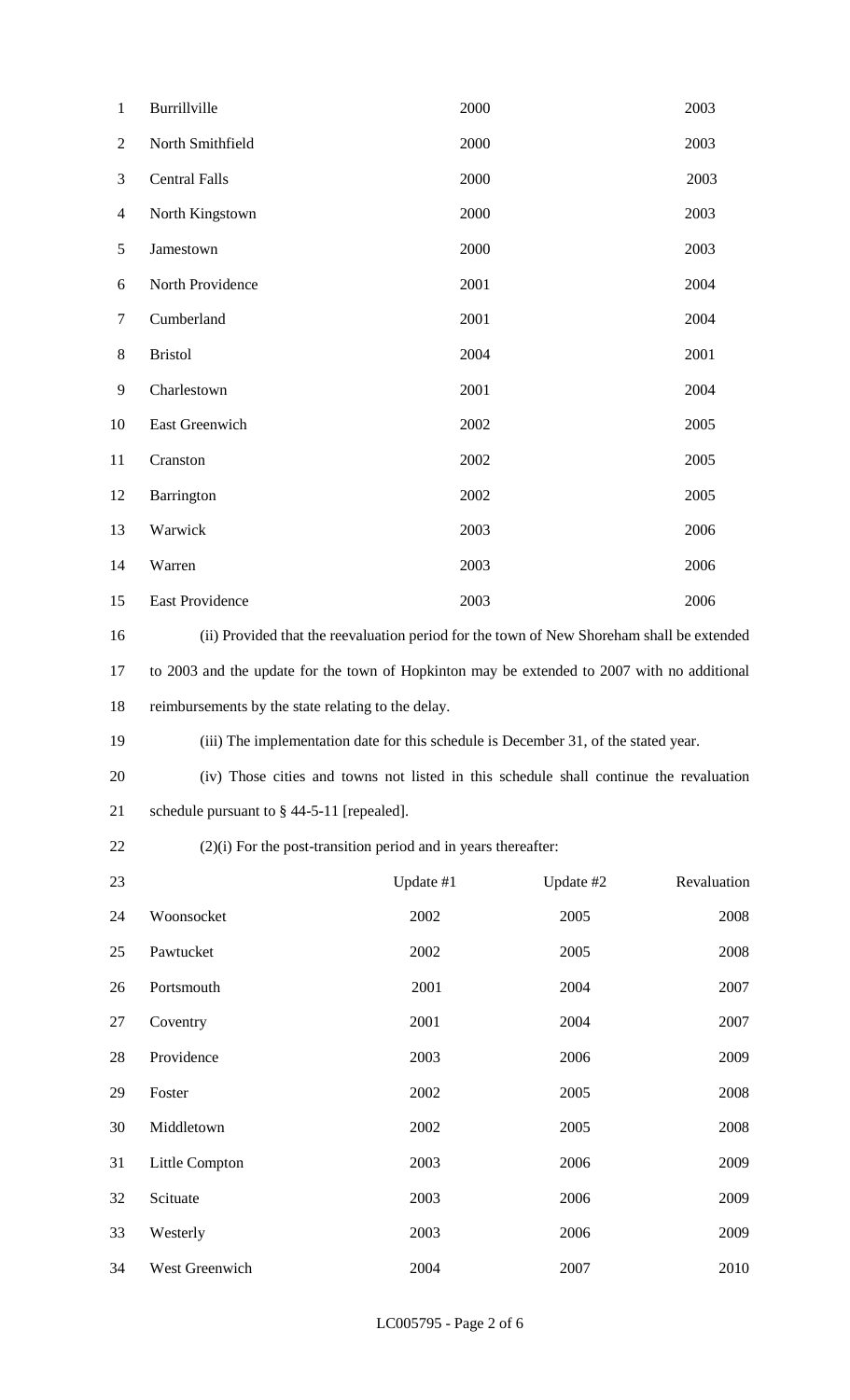| | | |
|---|---|---|
| Burrillville | 2000 | 2003 |
| North Smithfield | 2000 | 2003 |
| Central Falls | 2000 | 2003 |
| North Kingstown | 2000 | 2003 |
| Jamestown | 2000 | 2003 |
| North Providence | 2001 | 2004 |
| Cumberland | 2001 | 2004 |
| Bristol | 2004 | 2001 |
| Charlestown | 2001 | 2004 |
| East Greenwich | 2002 | 2005 |
| Cranston | 2002 | 2005 |
| Barrington | 2002 | 2005 |
| Warwick | 2003 | 2006 |
| Warren | 2003 | 2006 |
| East Providence | 2003 | 2006 |

(ii) Provided that the reevaluation period for the town of New Shoreham shall be extended to 2003 and the update for the town of Hopkinton may be extended to 2007 with no additional reimbursements by the state relating to the delay.

(iii) The implementation date for this schedule is December 31, of the stated year.

(iv) Those cities and towns not listed in this schedule shall continue the revaluation schedule pursuant to § 44-5-11 [repealed].

(2)(i) For the post-transition period and in years thereafter:

| | Update #1 | Update #2 | Revaluation |
|---|---|---|---|
| Woonsocket | 2002 | 2005 | 2008 |
| Pawtucket | 2002 | 2005 | 2008 |
| Portsmouth | 2001 | 2004 | 2007 |
| Coventry | 2001 | 2004 | 2007 |
| Providence | 2003 | 2006 | 2009 |
| Foster | 2002 | 2005 | 2008 |
| Middletown | 2002 | 2005 | 2008 |
| Little Compton | 2003 | 2006 | 2009 |
| Scituate | 2003 | 2006 | 2009 |
| Westerly | 2003 | 2006 | 2009 |
| West Greenwich | 2004 | 2007 | 2010 |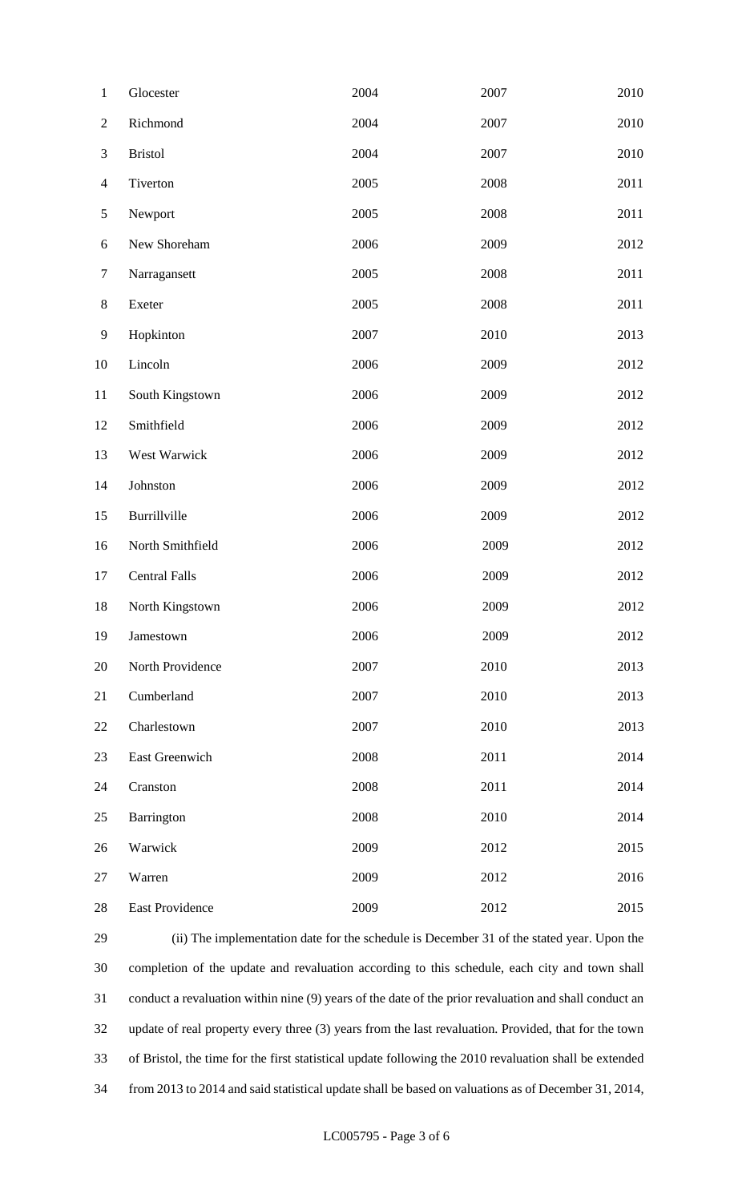| | | | |
|---|---|---|---|
| Glocester | 2004 | 2007 | 2010 |
| Richmond | 2004 | 2007 | 2010 |
| Bristol | 2004 | 2007 | 2010 |
| Tiverton | 2005 | 2008 | 2011 |
| Newport | 2005 | 2008 | 2011 |
| New Shoreham | 2006 | 2009 | 2012 |
| Narragansett | 2005 | 2008 | 2011 |
| Exeter | 2005 | 2008 | 2011 |
| Hopkinton | 2007 | 2010 | 2013 |
| Lincoln | 2006 | 2009 | 2012 |
| South Kingstown | 2006 | 2009 | 2012 |
| Smithfield | 2006 | 2009 | 2012 |
| West Warwick | 2006 | 2009 | 2012 |
| Johnston | 2006 | 2009 | 2012 |
| Burrillville | 2006 | 2009 | 2012 |
| North Smithfield | 2006 | 2009 | 2012 |
| Central Falls | 2006 | 2009 | 2012 |
| North Kingstown | 2006 | 2009 | 2012 |
| Jamestown | 2006 | 2009 | 2012 |
| North Providence | 2007 | 2010 | 2013 |
| Cumberland | 2007 | 2010 | 2013 |
| Charlestown | 2007 | 2010 | 2013 |
| East Greenwich | 2008 | 2011 | 2014 |
| Cranston | 2008 | 2011 | 2014 |
| Barrington | 2008 | 2010 | 2014 |
| Warwick | 2009 | 2012 | 2015 |
| Warren | 2009 | 2012 | 2016 |
| East Providence | 2009 | 2012 | 2015 |

(ii) The implementation date for the schedule is December 31 of the stated year. Upon the completion of the update and revaluation according to this schedule, each city and town shall conduct a revaluation within nine (9) years of the date of the prior revaluation and shall conduct an update of real property every three (3) years from the last revaluation. Provided, that for the town of Bristol, the time for the first statistical update following the 2010 revaluation shall be extended from 2013 to 2014 and said statistical update shall be based on valuations as of December 31, 2014,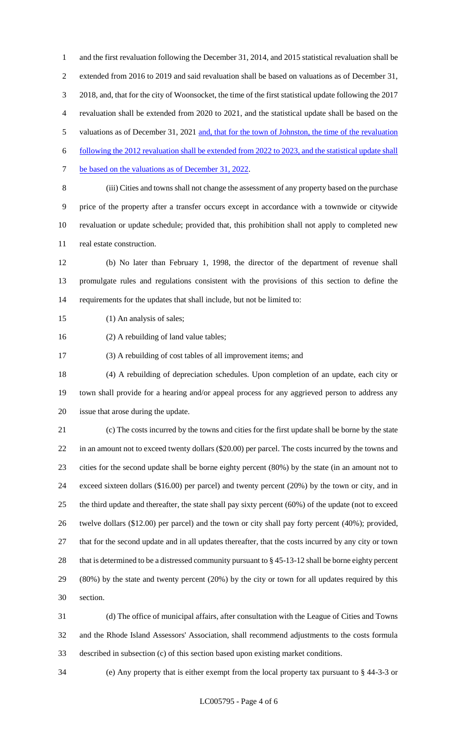and the first revaluation following the December 31, 2014, and 2015 statistical revaluation shall be extended from 2016 to 2019 and said revaluation shall be based on valuations as of December 31, 2018, and, that for the city of Woonsocket, the time of the first statistical update following the 2017 revaluation shall be extended from 2020 to 2021, and the statistical update shall be based on the valuations as of December 31, 2021 <u>and, that for the town of Johnston, the time of the revaluation following the 2012 revaluation shall be extended from 2022 to 2023, and the statistical update shall be based on the valuations as of December 31, 2022</u>.

(iii) Cities and towns shall not change the assessment of any property based on the purchase price of the property after a transfer occurs except in accordance with a townwide or citywide revaluation or update schedule; provided that, this prohibition shall not apply to completed new real estate construction.

(b) No later than February 1, 1998, the director of the department of revenue shall promulgate rules and regulations consistent with the provisions of this section to define the requirements for the updates that shall include, but not be limited to:

(1) An analysis of sales;

(2) A rebuilding of land value tables;

(3) A rebuilding of cost tables of all improvement items; and

(4) A rebuilding of depreciation schedules. Upon completion of an update, each city or town shall provide for a hearing and/or appeal process for any aggrieved person to address any issue that arose during the update.

(c) The costs incurred by the towns and cities for the first update shall be borne by the state in an amount not to exceed twenty dollars ($20.00) per parcel. The costs incurred by the towns and cities for the second update shall be borne eighty percent (80%) by the state (in an amount not to exceed sixteen dollars ($16.00) per parcel) and twenty percent (20%) by the town or city, and in the third update and thereafter, the state shall pay sixty percent (60%) of the update (not to exceed twelve dollars ($12.00) per parcel) and the town or city shall pay forty percent (40%); provided, that for the second update and in all updates thereafter, that the costs incurred by any city or town that is determined to be a distressed community pursuant to § 45-13-12 shall be borne eighty percent (80%) by the state and twenty percent (20%) by the city or town for all updates required by this section.

(d) The office of municipal affairs, after consultation with the League of Cities and Towns and the Rhode Island Assessors' Association, shall recommend adjustments to the costs formula described in subsection (c) of this section based upon existing market conditions.

(e) Any property that is either exempt from the local property tax pursuant to § 44-3-3 or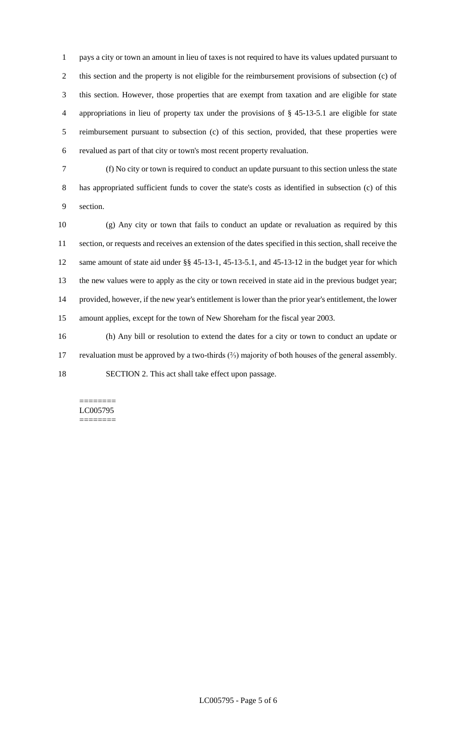pays a city or town an amount in lieu of taxes is not required to have its values updated pursuant to this section and the property is not eligible for the reimbursement provisions of subsection (c) of this section. However, those properties that are exempt from taxation and are eligible for state appropriations in lieu of property tax under the provisions of § 45-13-5.1 are eligible for state reimbursement pursuant to subsection (c) of this section, provided, that these properties were revalued as part of that city or town's most recent property revaluation.

(f) No city or town is required to conduct an update pursuant to this section unless the state has appropriated sufficient funds to cover the state's costs as identified in subsection (c) of this section.

(g) Any city or town that fails to conduct an update or revaluation as required by this section, or requests and receives an extension of the dates specified in this section, shall receive the same amount of state aid under §§ 45-13-1, 45-13-5.1, and 45-13-12 in the budget year for which the new values were to apply as the city or town received in state aid in the previous budget year; provided, however, if the new year's entitlement is lower than the prior year's entitlement, the lower amount applies, except for the town of New Shoreham for the fiscal year 2003.

(h) Any bill or resolution to extend the dates for a city or town to conduct an update or revaluation must be approved by a two-thirds (⅔) majority of both houses of the general assembly.

SECTION 2. This act shall take effect upon passage.

========
LC005795
========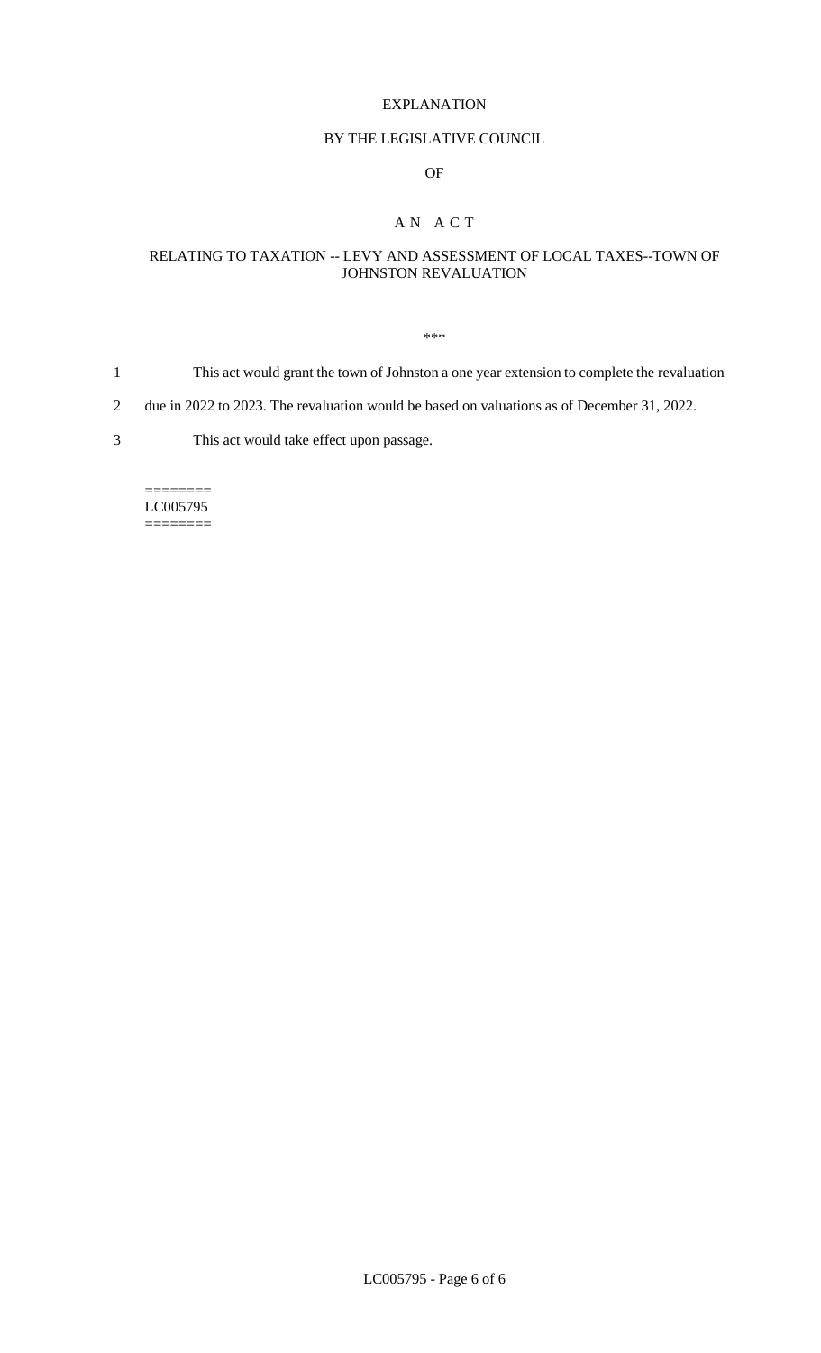EXPLANATION

BY THE LEGISLATIVE COUNCIL

OF

A N A C T

RELATING TO TAXATION -- LEVY AND ASSESSMENT OF LOCAL TAXES--TOWN OF JOHNSTON REVALUATION

***

1 This act would grant the town of Johnston a one year extension to complete the revaluation
2 due in 2022 to 2023. The revaluation would be based on valuations as of December 31, 2022.
3 This act would take effect upon passage.

========
LC005795
========